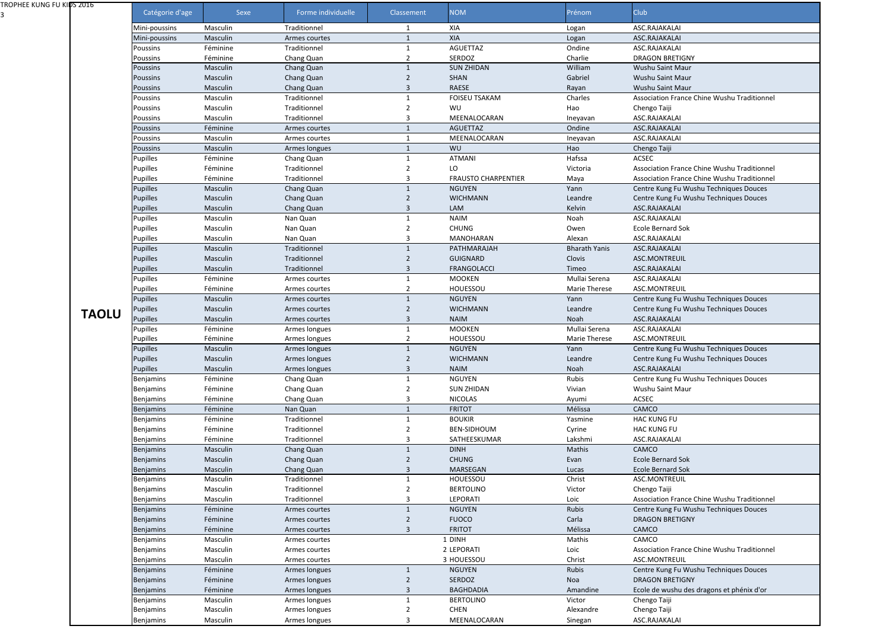TROPHEE KUNG FU KIDS 2016

## TAOLU

| Catégorie d'age | Sexe | Forme individuelle | Classement | NOM | Prénom | Club |
|---|---|---|---|---|---|---|
| Mini-poussins | Masculin | Traditionnel | 1 | XIA | Logan | ASC.RAJAKALAI |
| Mini-poussins | Masculin | Armes courtes | 1 | XIA | Logan | ASC.RAJAKALAI |
| Poussins | Féminine | Traditionnel | 1 | AGUETTAZ | Ondine | ASC.RAJAKALAI |
| Poussins | Féminine | Chang Quan | 2 | SERDOZ | Charlie | DRAGON BRETIGNY |
| Poussins | Masculin | Chang Quan | 1 | SUN ZHIDAN | William | Wushu Saint Maur |
| Poussins | Masculin | Chang Quan | 2 | SHAN | Gabriel | Wushu Saint Maur |
| Poussins | Masculin | Chang Quan | 3 | RAESE | Rayan | Wushu Saint Maur |
| Poussins | Masculin | Traditionnel | 1 | FOISEU TSAKAM | Charles | Association France Chine Wushu Traditionnel |
| Poussins | Masculin | Traditionnel | 2 | WU | Hao | Chengo Taiji |
| Poussins | Masculin | Traditionnel | 3 | MEENALOCARAN | Ineyavan | ASC.RAJAKALAI |
| Poussins | Féminine | Armes courtes | 1 | AGUETTAZ | Ondine | ASC.RAJAKALAI |
| Poussins | Masculin | Armes courtes | 1 | MEENALOCARAN | Ineyavan | ASC.RAJAKALAI |
| Poussins | Masculin | Armes longues | 1 | WU | Hao | Chengo Taiji |
| Pupilles | Féminine | Chang Quan | 1 | ATMANI | Hafssa | ACSEC |
| Pupilles | Féminine | Traditionnel | 2 | LO | Victoria | Association France Chine Wushu Traditionnel |
| Pupilles | Féminine | Traditionnel | 3 | FRAUSTO CHARPENTIER | Maya | Association France Chine Wushu Traditionnel |
| Pupilles | Masculin | Chang Quan | 1 | NGUYEN | Yann | Centre Kung Fu Wushu Techniques Douces |
| Pupilles | Masculin | Chang Quan | 2 | WICHMANN | Leandre | Centre Kung Fu Wushu Techniques Douces |
| Pupilles | Masculin | Chang Quan | 3 | LAM | Kelvin | ASC.RAJAKALAI |
| Pupilles | Masculin | Nan Quan | 1 | NAIM | Noah | ASC.RAJAKALAI |
| Pupilles | Masculin | Nan Quan | 2 | CHUNG | Owen | Ecole Bernard Sok |
| Pupilles | Masculin | Nan Quan | 3 | MANOHARAN | Alexan | ASC.RAJAKALAI |
| Pupilles | Masculin | Traditionnel | 1 | PATHMARAJAH | Bharath Yanis | ASC.RAJAKALAI |
| Pupilles | Masculin | Traditionnel | 2 | GUIGNARD | Clovis | ASC.MONTREUIL |
| Pupilles | Masculin | Traditionnel | 3 | FRANGOLACCI | Timeo | ASC.RAJAKALAI |
| Pupilles | Féminine | Armes courtes | 1 | MOOKEN | Mullai Serena | ASC.RAJAKALAI |
| Pupilles | Féminine | Armes courtes | 2 | HOUESSOU | Marie Therese | ASC.MONTREUIL |
| Pupilles | Masculin | Armes courtes | 1 | NGUYEN | Yann | Centre Kung Fu Wushu Techniques Douces |
| Pupilles | Masculin | Armes courtes | 2 | WICHMANN | Leandre | Centre Kung Fu Wushu Techniques Douces |
| Pupilles | Masculin | Armes courtes | 3 | NAIM | Noah | ASC.RAJAKALAI |
| Pupilles | Féminine | Armes longues | 1 | MOOKEN | Mullai Serena | ASC.RAJAKALAI |
| Pupilles | Féminine | Armes longues | 2 | HOUESSOU | Marie Therese | ASC.MONTREUIL |
| Pupilles | Masculin | Armes longues | 1 | NGUYEN | Yann | Centre Kung Fu Wushu Techniques Douces |
| Pupilles | Masculin | Armes longues | 2 | WICHMANN | Leandre | Centre Kung Fu Wushu Techniques Douces |
| Pupilles | Masculin | Armes longues | 3 | NAIM | Noah | ASC.RAJAKALAI |
| Benjamins | Féminine | Chang Quan | 1 | NGUYEN | Rubis | Centre Kung Fu Wushu Techniques Douces |
| Benjamins | Féminine | Chang Quan | 2 | SUN ZHIDAN | Vivian | Wushu Saint Maur |
| Benjamins | Féminine | Chang Quan | 3 | NICOLAS | Ayumi | ACSEC |
| Benjamins | Féminine | Nan Quan | 1 | FRITOT | Mélissa | CAMCO |
| Benjamins | Féminine | Traditionnel | 1 | BOUKIR | Yasmine | HAC KUNG FU |
| Benjamins | Féminine | Traditionnel | 2 | BEN-SIDHOUM | Cyrine | HAC KUNG FU |
| Benjamins | Féminine | Traditionnel | 3 | SATHEESKUMAR | Lakshmi | ASC.RAJAKALAI |
| Benjamins | Masculin | Chang Quan | 1 | DINH | Mathis | CAMCO |
| Benjamins | Masculin | Chang Quan | 2 | CHUNG | Evan | Ecole Bernard Sok |
| Benjamins | Masculin | Chang Quan | 3 | MARSEGAN | Lucas | Ecole Bernard Sok |
| Benjamins | Masculin | Traditionnel | 1 | HOUESSOU | Christ | ASC.MONTREUIL |
| Benjamins | Masculin | Traditionnel | 2 | BERTOLINO | Victor | Chengo Taiji |
| Benjamins | Masculin | Traditionnel | 3 | LEPORATI | Loic | Association France Chine Wushu Traditionnel |
| Benjamins | Féminine | Armes courtes | 1 | NGUYEN | Rubis | Centre Kung Fu Wushu Techniques Douces |
| Benjamins | Féminine | Armes courtes | 2 | FUOCO | Carla | DRAGON BRETIGNY |
| Benjamins | Féminine | Armes courtes | 3 | FRITOT | Mélissa | CAMCO |
| Benjamins | Masculin | Armes courtes | 1 | DINH | Mathis | CAMCO |
| Benjamins | Masculin | Armes courtes | 2 | LEPORATI | Loic | Association France Chine Wushu Traditionnel |
| Benjamins | Masculin | Armes courtes | 3 | HOUESSOU | Christ | ASC.MONTREUIL |
| Benjamins | Féminine | Armes longues | 1 | NGUYEN | Rubis | Centre Kung Fu Wushu Techniques Douces |
| Benjamins | Féminine | Armes longues | 2 | SERDOZ | Noa | DRAGON BRETIGNY |
| Benjamins | Féminine | Armes longues | 3 | BAGHDADIA | Amandine | Ecole de wushu des dragons et phénix d'or |
| Benjamins | Masculin | Armes longues | 1 | BERTOLINO | Victor | Chengo Taiji |
| Benjamins | Masculin | Armes longues | 2 | CHEN | Alexandre | Chengo Taiji |
| Benjamins | Masculin | Armes longues | 3 | MEENALOCARAN | Sinegan | ASC.RAJAKALAI |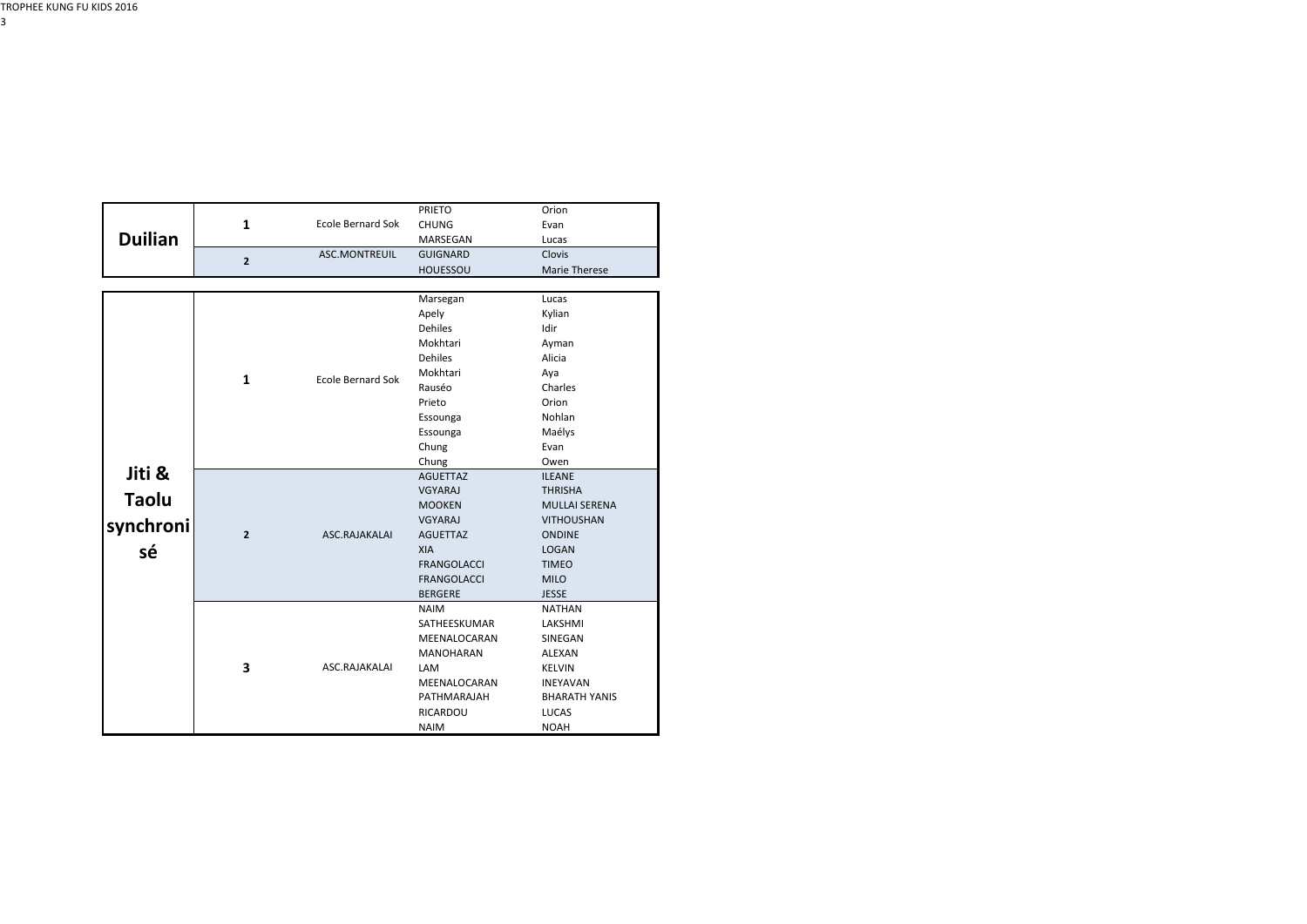| | | | | |
|---|---|---|---|---|
| **Duilian** | **1** | Ecole Bernard Sok | PRIETO | Orion |
| | | | CHUNG | Evan |
| | | | MARSEGAN | Lucas |
| | **2** | ASC.MONTREUIL | GUIGNARD | Clovis |
| | | | HOUESSOU | Marie Therese |

| | | | | |
|---|---|---|---|---|
| **Jiti & Taolu synchronisé** | **1** | Ecole Bernard Sok | Marsegan | Lucas |
| | | | Apely | Kylian |
| | | | Dehiles | Idir |
| | | | Mokhtari | Ayman |
| | | | Dehiles | Alicia |
| | | | Mokhtari | Aya |
| | | | Rauséo | Charles |
| | | | Prieto | Orion |
| | | | Essounga | Nohlan |
| | | | Essounga | Maélys |
| | | | Chung | Evan |
| | | | Chung | Owen |
| | **2** | ASC.RAJAKALAI | AGUETTAZ | ILEANE |
| | | | VGYARAJ | THRISHA |
| | | | MOOKEN | MULLAI SERENA |
| | | | VGYARAJ | VITHOUSHAN |
| | | | AGUETTAZ | ONDINE |
| | | | XIA | LOGAN |
| | | | FRANGOLACCI | TIMEO |
| | | | FRANGOLACCI | MILO |
| | | | BERGERE | JESSE |
| | **3** | ASC.RAJAKALAI | NAIM | NATHAN |
| | | | SATHEESKUMAR | LAKSHMI |
| | | | MEENALOCARAN | SINEGAN |
| | | | MANOHARAN | ALEXAN |
| | | | LAM | KELVIN |
| | | | MEENALOCARAN | INEYAVAN |
| | | | PATHMARAJAH | BHARATH YANIS |
| | | | RICARDOU | LUCAS |
| | | | NAIM | NOAH |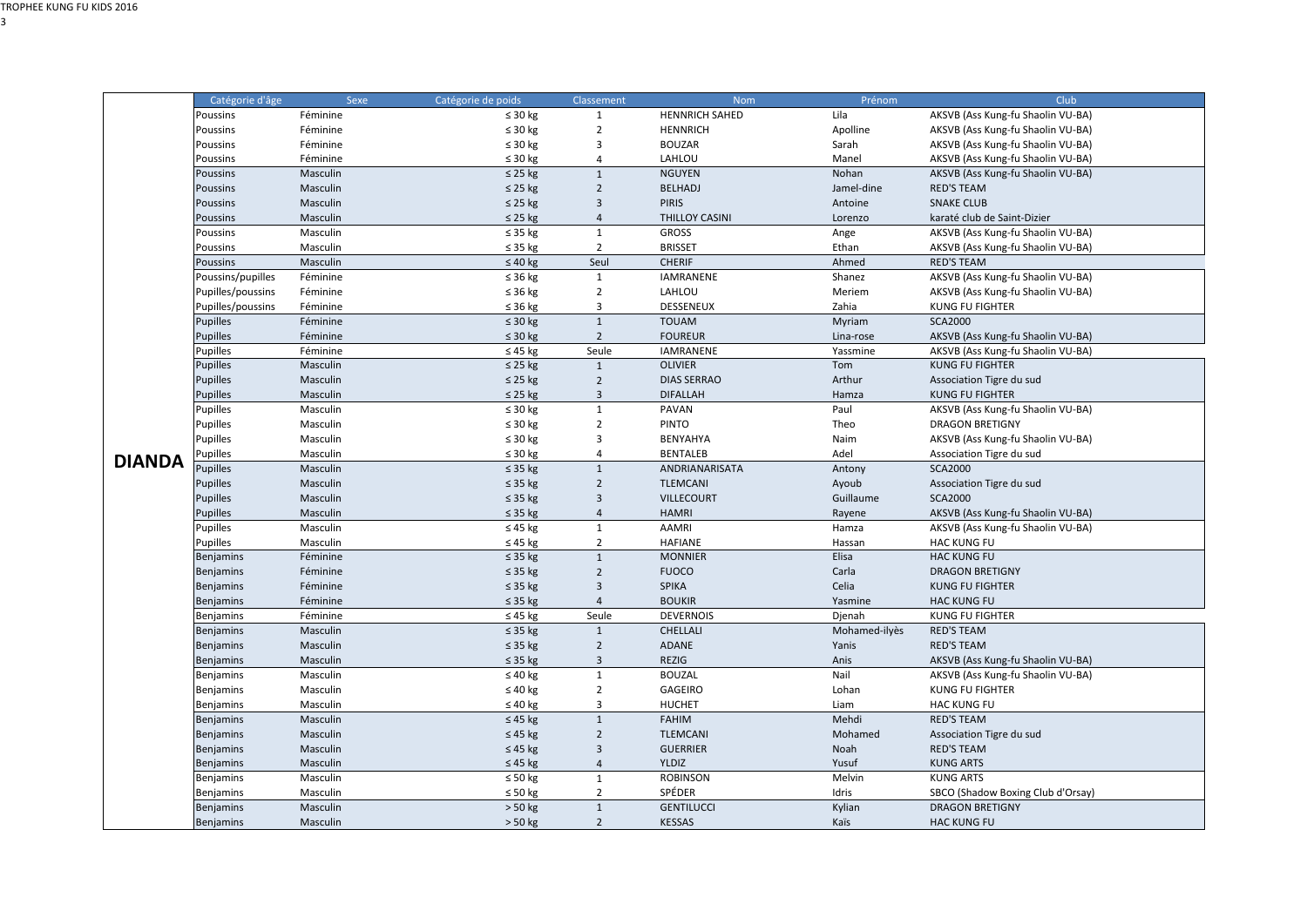| | Catégorie d'âge | Sexe | Catégorie de poids | Classement | Nom | Prénom | Club |
|---|---|---|---|---|---|---|---|
| **DIANDA** | Poussins | Féminine | ≤ 30 kg | 1 | HENNRICH SAHED | Lila | AKSVB (Ass Kung-fu Shaolin VU-BA) |
| | Poussins | Féminine | ≤ 30 kg | 2 | HENNRICH | Apolline | AKSVB (Ass Kung-fu Shaolin VU-BA) |
| | Poussins | Féminine | ≤ 30 kg | 3 | BOUZAR | Sarah | AKSVB (Ass Kung-fu Shaolin VU-BA) |
| | Poussins | Féminine | ≤ 30 kg | 4 | LAHLOU | Manel | AKSVB (Ass Kung-fu Shaolin VU-BA) |
| | Poussins | Masculin | ≤ 25 kg | 1 | NGUYEN | Nohan | AKSVB (Ass Kung-fu Shaolin VU-BA) |
| | Poussins | Masculin | ≤ 25 kg | 2 | BELHADJ | Jamel-dine | RED'S TEAM |
| | Poussins | Masculin | ≤ 25 kg | 3 | PIRIS | Antoine | SNAKE CLUB |
| | Poussins | Masculin | ≤ 25 kg | 4 | THILLOY CASINI | Lorenzo | karaté club de Saint-Dizier |
| | Poussins | Masculin | ≤ 35 kg | 1 | GROSS | Ange | AKSVB (Ass Kung-fu Shaolin VU-BA) |
| | Poussins | Masculin | ≤ 35 kg | 2 | BRISSET | Ethan | AKSVB (Ass Kung-fu Shaolin VU-BA) |
| | Poussins | Masculin | ≤ 40 kg | Seul | CHERIF | Ahmed | RED'S TEAM |
| | Poussins/pupilles | Féminine | ≤ 36 kg | 1 | IAMRANENE | Shanez | AKSVB (Ass Kung-fu Shaolin VU-BA) |
| | Pupilles/poussins | Féminine | ≤ 36 kg | 2 | LAHLOU | Meriem | AKSVB (Ass Kung-fu Shaolin VU-BA) |
| | Pupilles/poussins | Féminine | ≤ 36 kg | 3 | DESSENEUX | Zahia | KUNG FU FIGHTER |
| | Pupilles | Féminine | ≤ 30 kg | 1 | TOUAM | Myriam | SCA2000 |
| | Pupilles | Féminine | ≤ 30 kg | 2 | FOUREUR | Lina-rose | AKSVB (Ass Kung-fu Shaolin VU-BA) |
| | Pupilles | Féminine | ≤ 45 kg | Seule | IAMRANENE | Yassmine | AKSVB (Ass Kung-fu Shaolin VU-BA) |
| | Pupilles | Masculin | ≤ 25 kg | 1 | OLIVIER | Tom | KUNG FU FIGHTER |
| | Pupilles | Masculin | ≤ 25 kg | 2 | DIAS SERRAO | Arthur | Association Tigre du sud |
| | Pupilles | Masculin | ≤ 25 kg | 3 | DIFALLAH | Hamza | KUNG FU FIGHTER |
| | Pupilles | Masculin | ≤ 30 kg | 1 | PAVAN | Paul | AKSVB (Ass Kung-fu Shaolin VU-BA) |
| | Pupilles | Masculin | ≤ 30 kg | 2 | PINTO | Theo | DRAGON BRETIGNY |
| | Pupilles | Masculin | ≤ 30 kg | 3 | BENYAHYA | Naim | AKSVB (Ass Kung-fu Shaolin VU-BA) |
| | Pupilles | Masculin | ≤ 30 kg | 4 | BENTALEB | Adel | Association Tigre du sud |
| | Pupilles | Masculin | ≤ 35 kg | 1 | ANDRIANARISATA | Antony | SCA2000 |
| | Pupilles | Masculin | ≤ 35 kg | 2 | TLEMCANI | Ayoub | Association Tigre du sud |
| | Pupilles | Masculin | ≤ 35 kg | 3 | VILLECOURT | Guillaume | SCA2000 |
| | Pupilles | Masculin | ≤ 35 kg | 4 | HAMRI | Rayene | AKSVB (Ass Kung-fu Shaolin VU-BA) |
| | Pupilles | Masculin | ≤ 45 kg | 1 | AAMRI | Hamza | AKSVB (Ass Kung-fu Shaolin VU-BA) |
| | Pupilles | Masculin | ≤ 45 kg | 2 | HAFIANE | Hassan | HAC KUNG FU |
| | Benjamins | Féminine | ≤ 35 kg | 1 | MONNIER | Elisa | HAC KUNG FU |
| | Benjamins | Féminine | ≤ 35 kg | 2 | FUOCO | Carla | DRAGON BRETIGNY |
| | Benjamins | Féminine | ≤ 35 kg | 3 | SPIKA | Celia | KUNG FU FIGHTER |
| | Benjamins | Féminine | ≤ 35 kg | 4 | BOUKIR | Yasmine | HAC KUNG FU |
| | Benjamins | Féminine | ≤ 45 kg | Seule | DEVERNOIS | Djenah | KUNG FU FIGHTER |
| | Benjamins | Masculin | ≤ 35 kg | 1 | CHELLALI | Mohamed-ilyès | RED'S TEAM |
| | Benjamins | Masculin | ≤ 35 kg | 2 | ADANE | Yanis | RED'S TEAM |
| | Benjamins | Masculin | ≤ 35 kg | 3 | REZIG | Anis | AKSVB (Ass Kung-fu Shaolin VU-BA) |
| | Benjamins | Masculin | ≤ 40 kg | 1 | BOUZAL | Nail | AKSVB (Ass Kung-fu Shaolin VU-BA) |
| | Benjamins | Masculin | ≤ 40 kg | 2 | GAGEIRO | Lohan | KUNG FU FIGHTER |
| | Benjamins | Masculin | ≤ 40 kg | 3 | HUCHET | Liam | HAC KUNG FU |
| | Benjamins | Masculin | ≤ 45 kg | 1 | FAHIM | Mehdi | RED'S TEAM |
| | Benjamins | Masculin | ≤ 45 kg | 2 | TLEMCANI | Mohamed | Association Tigre du sud |
| | Benjamins | Masculin | ≤ 45 kg | 3 | GUERRIER | Noah | RED'S TEAM |
| | Benjamins | Masculin | ≤ 45 kg | 4 | YLDIZ | Yusuf | KUNG ARTS |
| | Benjamins | Masculin | ≤ 50 kg | 1 | ROBINSON | Melvin | KUNG ARTS |
| | Benjamins | Masculin | ≤ 50 kg | 2 | SPÉDER | Idris | SBCO (Shadow Boxing Club d'Orsay) |
| | Benjamins | Masculin | > 50 kg | 1 | GENTILUCCI | Kylian | DRAGON BRETIGNY |
| | Benjamins | Masculin | > 50 kg | 2 | KESSAS | Kaïs | HAC KUNG FU |